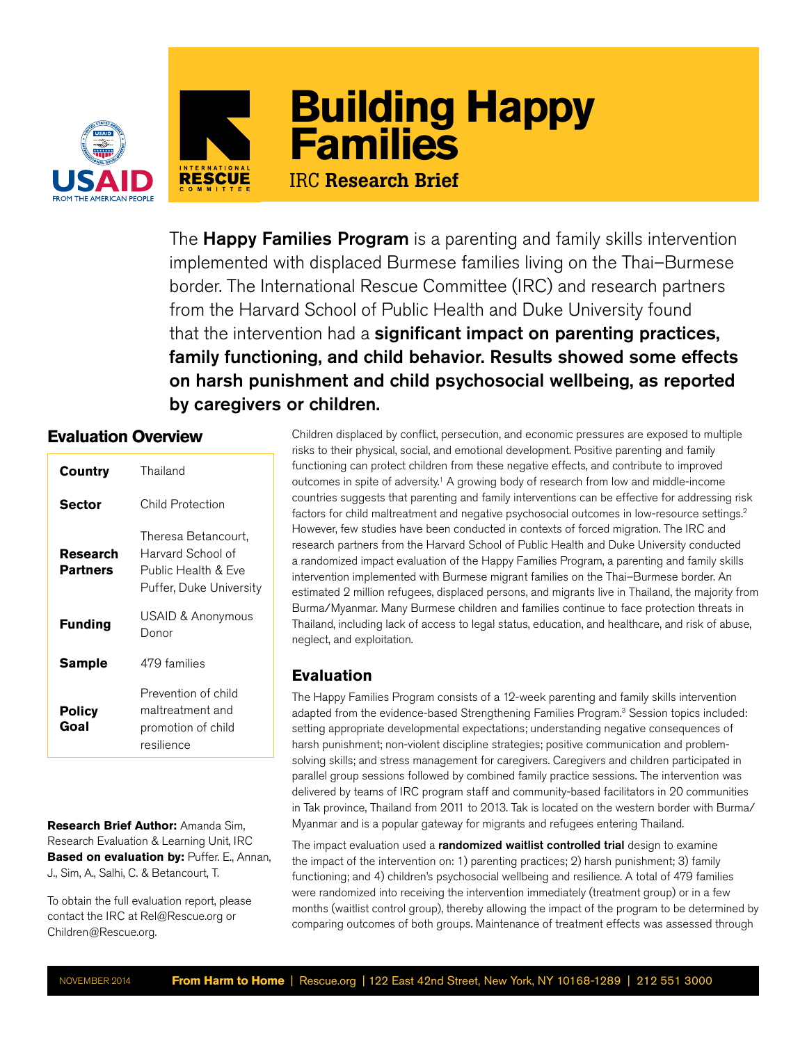# Building Happy Families

IRC **Research Brief**

The **Happy Families Program** is a parenting and family skills intervention implemented with displaced Burmese families living on the Thai–Burmese border. The International Rescue Committee (IRC) and research partners from the Harvard School of Public Health and Duke University found that the intervention had a **significant impact on parenting practices, family functioning, and child behavior. Results showed some effects on harsh punishment and child psychosocial wellbeing, as reported by caregivers or children.**

## Evaluation Overview

| | |
|---|---|
| **Country** | Thailand |
| **Sector** | Child Protection |
| **Research Partners** | Theresa Betancourt, Harvard School of Public Health & Eve Puffer, Duke University |
| **Funding** | USAID & Anonymous Donor |
| **Sample** | 479 families |
| **Policy Goal** | Prevention of child maltreatment and promotion of child resilience |

**Research Brief Author:** Amanda Sim, Research Evaluation & Learning Unit, IRC
**Based on evaluation by:** Puffer. E., Annan, J., Sim, A., Salhi, C. & Betancourt, T.

To obtain the full evaluation report, please contact the IRC at Rel@Rescue.org or Children@Rescue.org.

Children displaced by conflict, persecution, and economic pressures are exposed to multiple risks to their physical, social, and emotional development. Positive parenting and family functioning can protect children from these negative effects, and contribute to improved outcomes in spite of adversity.[1] A growing body of research from low and middle-income countries suggests that parenting and family interventions can be effective for addressing risk factors for child maltreatment and negative psychosocial outcomes in low-resource settings.[2] However, few studies have been conducted in contexts of forced migration. The IRC and research partners from the Harvard School of Public Health and Duke University conducted a randomized impact evaluation of the Happy Families Program, a parenting and family skills intervention implemented with Burmese migrant families on the Thai–Burmese border. An estimated 2 million refugees, displaced persons, and migrants live in Thailand, the majority from Burma/Myanmar. Many Burmese children and families continue to face protection threats in Thailand, including lack of access to legal status, education, and healthcare, and risk of abuse, neglect, and exploitation.

## Evaluation

The Happy Families Program consists of a 12-week parenting and family skills intervention adapted from the evidence-based Strengthening Families Program.[3] Session topics included: setting appropriate developmental expectations; understanding negative consequences of harsh punishment; non-violent discipline strategies; positive communication and problem-solving skills; and stress management for caregivers. Caregivers and children participated in parallel group sessions followed by combined family practice sessions. The intervention was delivered by teams of IRC program staff and community-based facilitators in 20 communities in Tak province, Thailand from 2011 to 2013. Tak is located on the western border with Burma/Myanmar and is a popular gateway for migrants and refugees entering Thailand.

The impact evaluation used a **randomized waitlist controlled trial** design to examine the impact of the intervention on: 1) parenting practices; 2) harsh punishment; 3) family functioning; and 4) children's psychosocial wellbeing and resilience. A total of 479 families were randomized into receiving the intervention immediately (treatment group) or in a few months (waitlist control group), thereby allowing the impact of the program to be determined by comparing outcomes of both groups. Maintenance of treatment effects was assessed through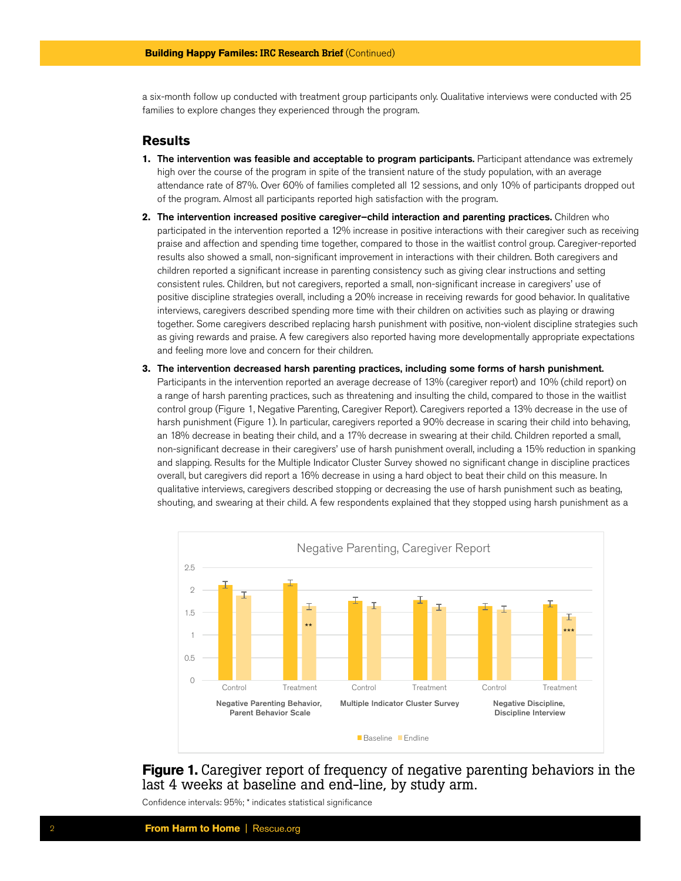a six-month follow up conducted with treatment group participants only. Qualitative interviews were conducted with 25 families to explore changes they experienced through the program.

## Results

1. **The intervention was feasible and acceptable to program participants.** Participant attendance was extremely high over the course of the program in spite of the transient nature of the study population, with an average attendance rate of 87%. Over 60% of families completed all 12 sessions, and only 10% of participants dropped out of the program. Almost all participants reported high satisfaction with the program.

2. **The intervention increased positive caregiver–child interaction and parenting practices.** Children who participated in the intervention reported a 12% increase in positive interactions with their caregiver such as receiving praise and affection and spending time together, compared to those in the waitlist control group. Caregiver-reported results also showed a small, non-significant improvement in interactions with their children. Both caregivers and children reported a significant increase in parenting consistency such as giving clear instructions and setting consistent rules. Children, but not caregivers, reported a small, non-significant increase in caregivers' use of positive discipline strategies overall, including a 20% increase in receiving rewards for good behavior. In qualitative interviews, caregivers described spending more time with their children on activities such as playing or drawing together. Some caregivers described replacing harsh punishment with positive, non-violent discipline strategies such as giving rewards and praise. A few caregivers also reported having more developmentally appropriate expectations and feeling more love and concern for their children.

3. **The intervention decreased harsh parenting practices, including some forms of harsh punishment.** Participants in the intervention reported an average decrease of 13% (caregiver report) and 10% (child report) on a range of harsh parenting practices, such as threatening and insulting the child, compared to those in the waitlist control group (Figure 1, Negative Parenting, Caregiver Report). Caregivers reported a 13% decrease in the use of harsh punishment (Figure 1). In particular, caregivers reported a 90% decrease in scaring their child into behaving, an 18% decrease in beating their child, and a 17% decrease in swearing at their child. Children reported a small, non-significant decrease in their caregivers' use of harsh punishment overall, including a 15% reduction in spanking and slapping. Results for the Multiple Indicator Cluster Survey showed no significant change in discipline practices overall, but caregivers did report a 16% decrease in using a hard object to beat their child on this measure. In qualitative interviews, caregivers described stopping or decreasing the use of harsh punishment such as beating, shouting, and swearing at their child. A few respondents explained that they stopped using harsh punishment as a

**Negative Parenting, Caregiver Report**

| Measure | Arm | Baseline | Endline |
| --- | --- | --- | --- |
| Negative Parenting Behavior, Parent Behavior Scale | Control | ~2.1 | ~1.9 |
| | Treatment | ~2.15 | ~1.65 ** |
| Multiple Indicator Cluster Survey | Control | ~1.75 | ~1.65 |
| | Treatment | ~1.75 | ~1.6 |
| Negative Discipline, Discipline Interview | Control | ~1.65 | ~1.55 |
| | Treatment | ~1.7 | ~1.4 *** |

**Figure 1.** Caregiver report of frequency of negative parenting behaviors in the last 4 weeks at baseline and end-line, by study arm.

Confidence intervals: 95%; * indicates statistical significance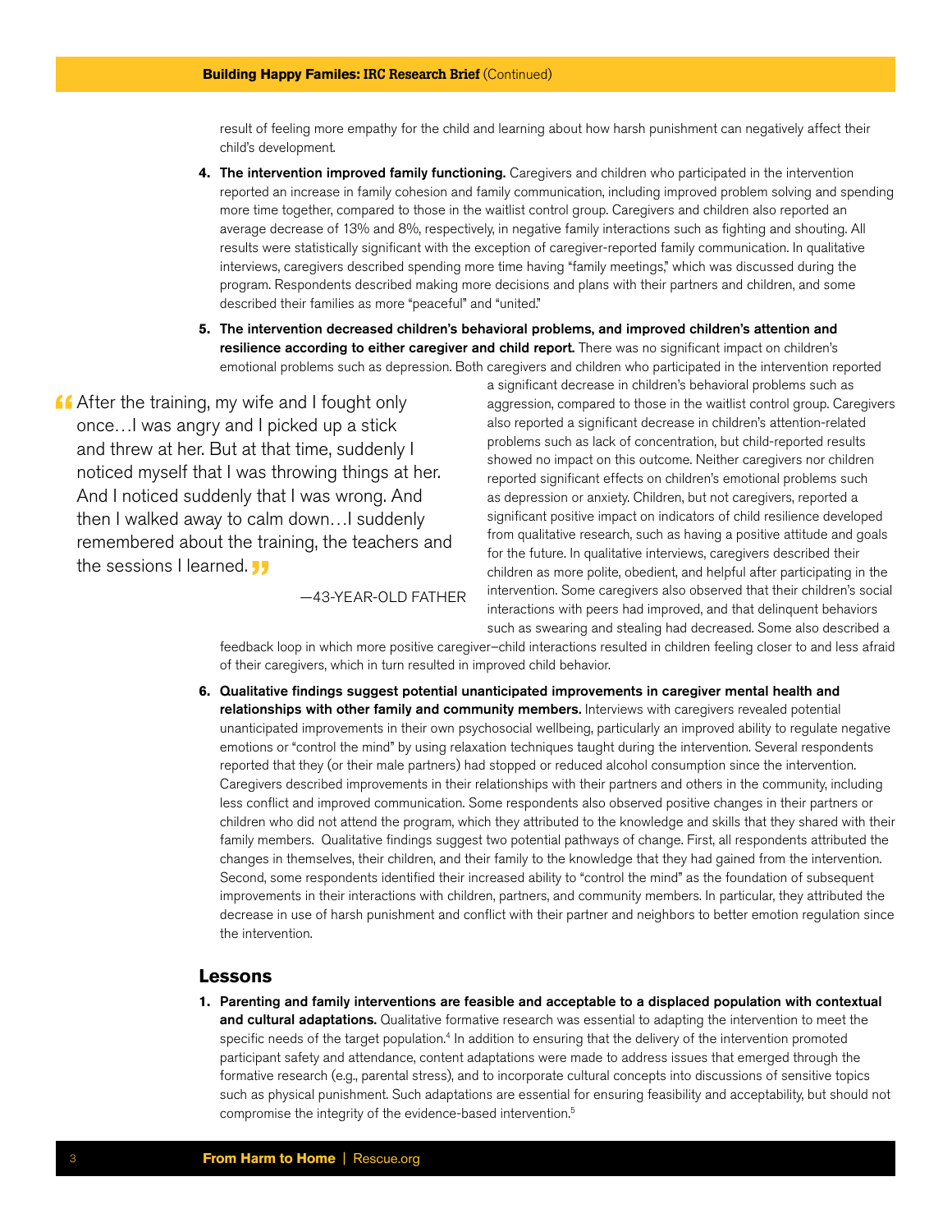result of feeling more empathy for the child and learning about how harsh punishment can negatively affect their child's development.

4. **The intervention improved family functioning.** Caregivers and children who participated in the intervention reported an increase in family cohesion and family communication, including improved problem solving and spending more time together, compared to those in the waitlist control group. Caregivers and children also reported an average decrease of 13% and 8%, respectively, in negative family interactions such as fighting and shouting. All results were statistically significant with the exception of caregiver-reported family communication. In qualitative interviews, caregivers described spending more time having "family meetings," which was discussed during the program. Respondents described making more decisions and plans with their partners and children, and some described their families as more "peaceful" and "united."

5. **The intervention decreased children's behavioral problems, and improved children's attention and resilience according to either caregiver and child report.** There was no significant impact on children's emotional problems such as depression. Both caregivers and children who participated in the intervention reported a significant decrease in children's behavioral problems such as aggression, compared to those in the waitlist control group. Caregivers also reported a significant decrease in children's attention-related problems such as lack of concentration, but child-reported results showed no impact on this outcome. Neither caregivers nor children reported significant effects on children's emotional problems such as depression or anxiety. Children, but not caregivers, reported a significant positive impact on indicators of child resilience developed from qualitative research, such as having a positive attitude and goals for the future. In qualitative interviews, caregivers described their children as more polite, obedient, and helpful after participating in the intervention. Some caregivers also observed that their children's social interactions with peers had improved, and that delinquent behaviors such as swearing and stealing had decreased. Some also described a feedback loop in which more positive caregiver–child interactions resulted in children feeling closer to and less afraid of their caregivers, which in turn resulted in improved child behavior.

> "After the training, my wife and I fought only once…I was angry and I picked up a stick and threw at her. But at that time, suddenly I noticed myself that I was throwing things at her. And I noticed suddenly that I was wrong. And then I walked away to calm down…I suddenly remembered about the training, the teachers and the sessions I learned."
>
> —43-YEAR-OLD FATHER

6. **Qualitative findings suggest potential unanticipated improvements in caregiver mental health and relationships with other family and community members.** Interviews with caregivers revealed potential unanticipated improvements in their own psychosocial wellbeing, particularly an improved ability to regulate negative emotions or "control the mind" by using relaxation techniques taught during the intervention. Several respondents reported that they (or their male partners) had stopped or reduced alcohol consumption since the intervention. Caregivers described improvements in their relationships with their partners and others in the community, including less conflict and improved communication. Some respondents also observed positive changes in their partners or children who did not attend the program, which they attributed to the knowledge and skills that they shared with their family members. Qualitative findings suggest two potential pathways of change. First, all respondents attributed the changes in themselves, their children, and their family to the knowledge that they had gained from the intervention. Second, some respondents identified their increased ability to "control the mind" as the foundation of subsequent improvements in their interactions with children, partners, and community members. In particular, they attributed the decrease in use of harsh punishment and conflict with their partner and neighbors to better emotion regulation since the intervention.

## Lessons

1. **Parenting and family interventions are feasible and acceptable to a displaced population with contextual and cultural adaptations.** Qualitative formative research was essential to adapting the intervention to meet the specific needs of the target population.[4] In addition to ensuring that the delivery of the intervention promoted participant safety and attendance, content adaptations were made to address issues that emerged through the formative research (e.g., parental stress), and to incorporate cultural concepts into discussions of sensitive topics such as physical punishment. Such adaptations are essential for ensuring feasibility and acceptability, but should not compromise the integrity of the evidence-based intervention.[5]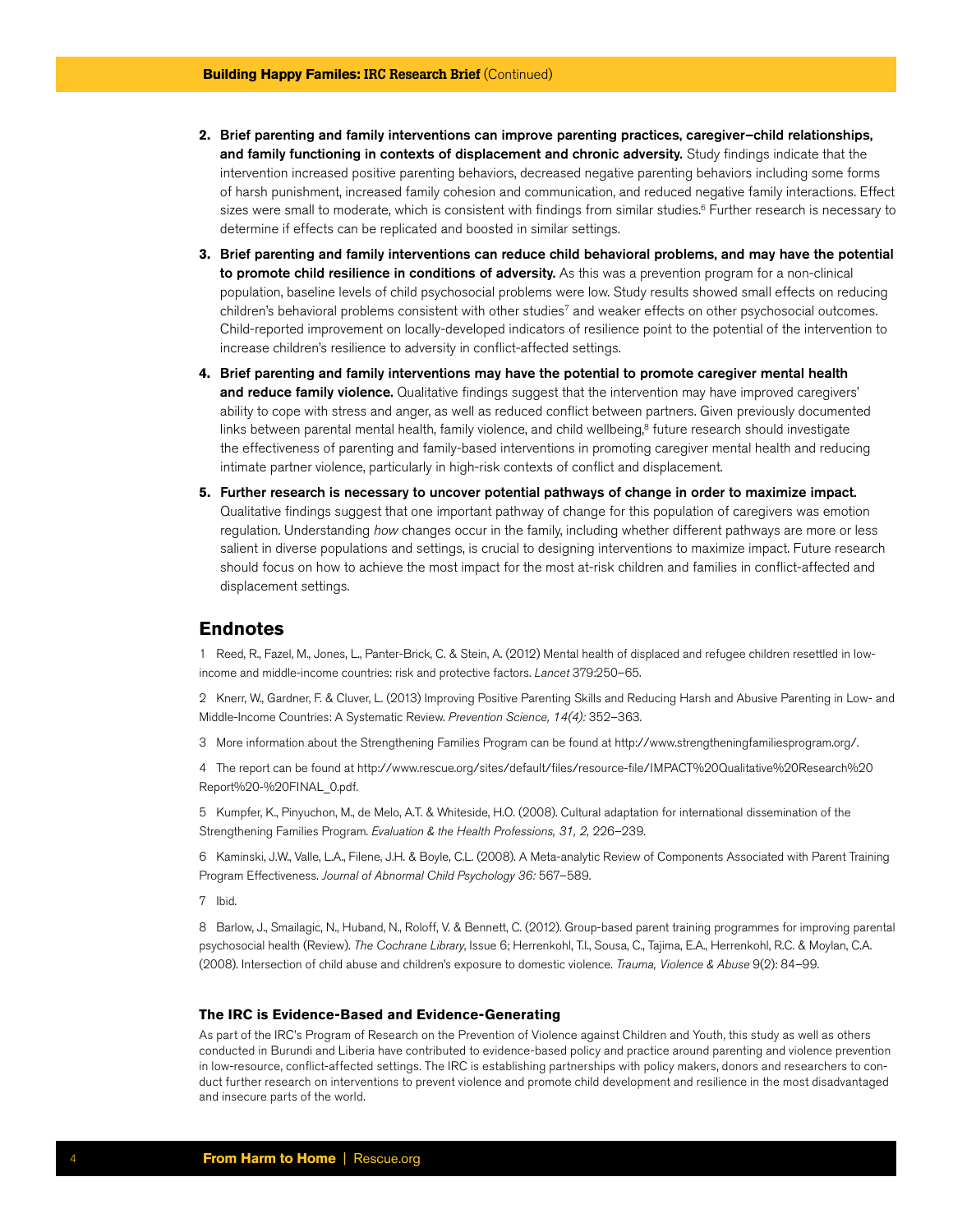2. **Brief parenting and family interventions can improve parenting practices, caregiver–child relationships, and family functioning in contexts of displacement and chronic adversity.** Study findings indicate that the intervention increased positive parenting behaviors, decreased negative parenting behaviors including some forms of harsh punishment, increased family cohesion and communication, and reduced negative family interactions. Effect sizes were small to moderate, which is consistent with findings from similar studies.[6] Further research is necessary to determine if effects can be replicated and boosted in similar settings.

3. **Brief parenting and family interventions can reduce child behavioral problems, and may have the potential to promote child resilience in conditions of adversity.** As this was a prevention program for a non-clinical population, baseline levels of child psychosocial problems were low. Study results showed small effects on reducing children's behavioral problems consistent with other studies[7] and weaker effects on other psychosocial outcomes. Child-reported improvement on locally-developed indicators of resilience point to the potential of the intervention to increase children's resilience to adversity in conflict-affected settings.

4. **Brief parenting and family interventions may have the potential to promote caregiver mental health and reduce family violence.** Qualitative findings suggest that the intervention may have improved caregivers' ability to cope with stress and anger, as well as reduced conflict between partners. Given previously documented links between parental mental health, family violence, and child wellbeing,[8] future research should investigate the effectiveness of parenting and family-based interventions in promoting caregiver mental health and reducing intimate partner violence, particularly in high-risk contexts of conflict and displacement.

5. **Further research is necessary to uncover potential pathways of change in order to maximize impact.** Qualitative findings suggest that one important pathway of change for this population of caregivers was emotion regulation. Understanding *how* changes occur in the family, including whether different pathways are more or less salient in diverse populations and settings, is crucial to designing interventions to maximize impact. Future research should focus on how to achieve the most impact for the most at-risk children and families in conflict-affected and displacement settings.

## Endnotes

1 Reed, R., Fazel, M., Jones, L., Panter-Brick, C. & Stein, A. (2012) Mental health of displaced and refugee children resettled in low-income and middle-income countries: risk and protective factors. *Lancet* 379:250–65.

2 Knerr, W., Gardner, F. & Cluver, L. (2013) Improving Positive Parenting Skills and Reducing Harsh and Abusive Parenting in Low- and Middle-Income Countries: A Systematic Review. *Prevention Science, 14(4):* 352–363.

3 More information about the Strengthening Families Program can be found at http://www.strengtheningfamiliesprogram.org/.

4 The report can be found at http://www.rescue.org/sites/default/files/resource-file/IMPACT%20Qualitative%20Research%20Report%20-%20FINAL_0.pdf.

5 Kumpfer, K., Pinyuchon, M., de Melo, A.T. & Whiteside, H.O. (2008). Cultural adaptation for international dissemination of the Strengthening Families Program. *Evaluation & the Health Professions, 31, 2,* 226–239.

6 Kaminski, J.W., Valle, L.A., Filene, J.H. & Boyle, C.L. (2008). A Meta-analytic Review of Components Associated with Parent Training Program Effectiveness. *Journal of Abnormal Child Psychology 36:* 567–589.

7 Ibid.

8 Barlow, J., Smailagic, N., Huband, N., Roloff, V. & Bennett, C. (2012). Group-based parent training programmes for improving parental psychosocial health (Review). *The Cochrane Library*, Issue 6; Herrenkohl, T.I., Sousa, C., Tajima, E.A., Herrenkohl, R.C. & Moylan, C.A. (2008). Intersection of child abuse and children's exposure to domestic violence. *Trauma, Violence & Abuse* 9(2): 84–99.

### The IRC is Evidence-Based and Evidence-Generating

As part of the IRC's Program of Research on the Prevention of Violence against Children and Youth, this study as well as others conducted in Burundi and Liberia have contributed to evidence-based policy and practice around parenting and violence prevention in low-resource, conflict-affected settings. The IRC is establishing partnerships with policy makers, donors and researchers to conduct further research on interventions to prevent violence and promote child development and resilience in the most disadvantaged and insecure parts of the world.